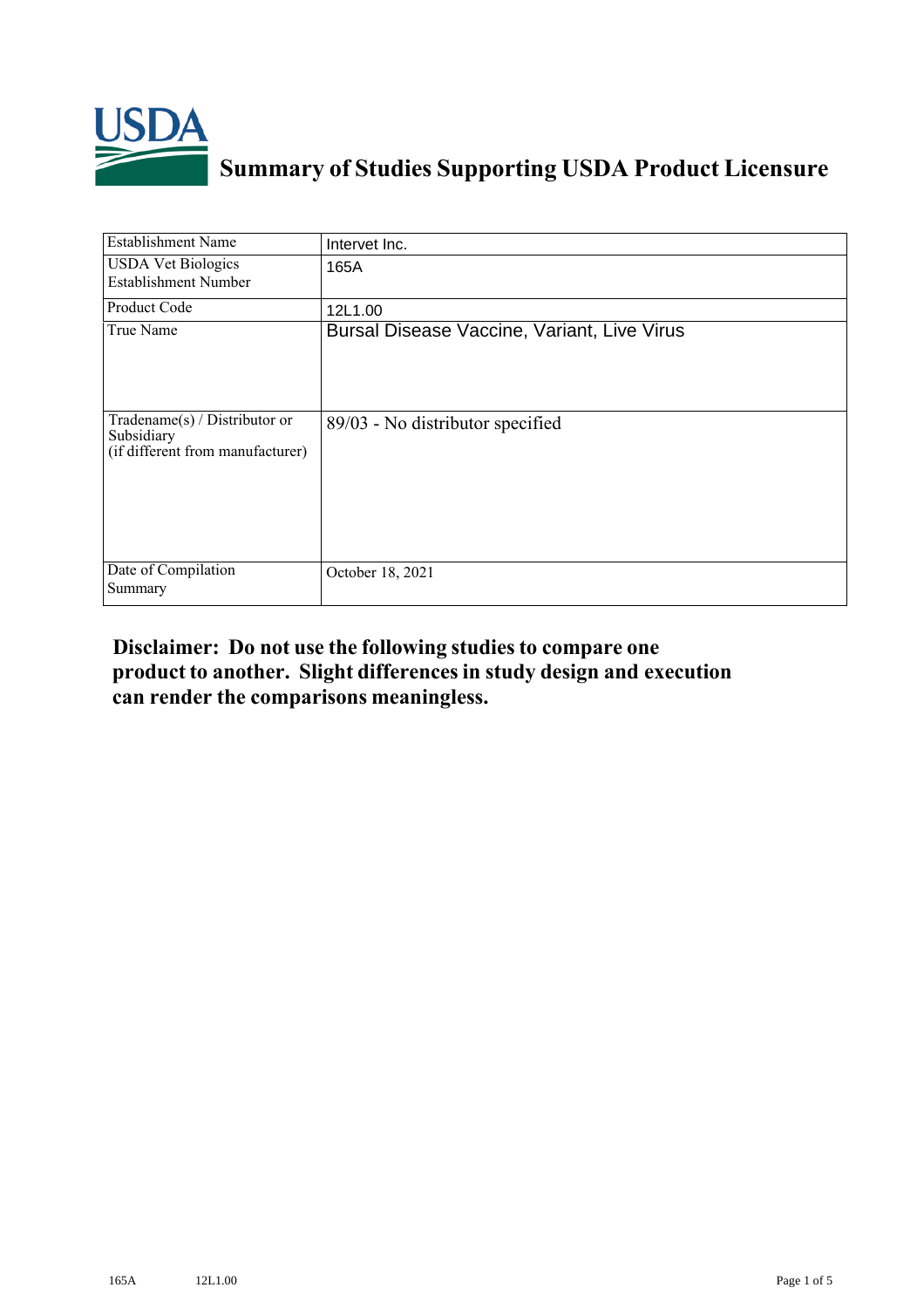# Summary of Studies Supporting USDA Product Licensure

| Establishment Name | Intervet Inc. |
|---|---|
| USDA Vet Biologics Establishment Number | 165A |
| Product Code | 12L1.00 |
| True Name | Bursal Disease Vaccine, Variant, Live Virus |
| Tradename(s) / Distributor or Subsidiary (if different from manufacturer) | 89/03 - No distributor specified |
| Date of Compilation Summary | October 18, 2021 |

**Disclaimer: Do not use the following studies to compare one product to another. Slight differences in study design and execution can render the comparisons meaningless.**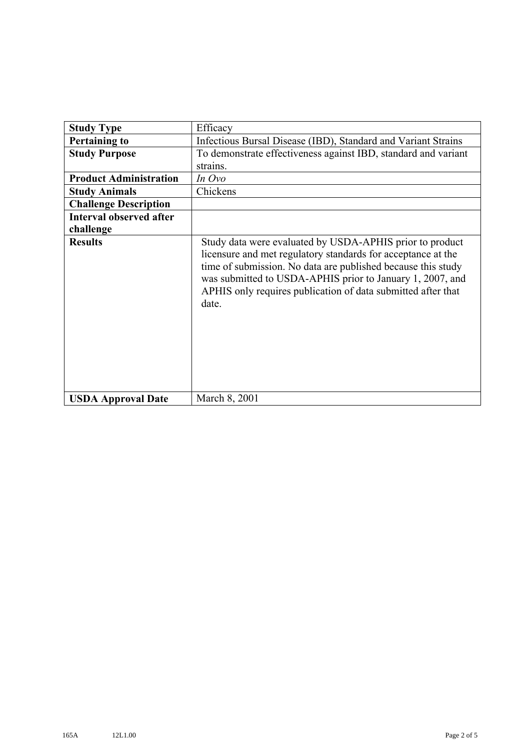| Study Type | Efficacy |
|---|---|
| **Pertaining to** | Infectious Bursal Disease (IBD), Standard and Variant Strains |
| **Study Purpose** | To demonstrate effectiveness against IBD, standard and variant strains. |
| **Product Administration** | *In Ovo* |
| **Study Animals** | Chickens |
| **Challenge Description** | |
| **Interval observed after challenge** | |
| **Results** | Study data were evaluated by USDA-APHIS prior to product licensure and met regulatory standards for acceptance at the time of submission. No data are published because this study was submitted to USDA-APHIS prior to January 1, 2007, and APHIS only requires publication of data submitted after that date. |
| **USDA Approval Date** | March 8, 2001 |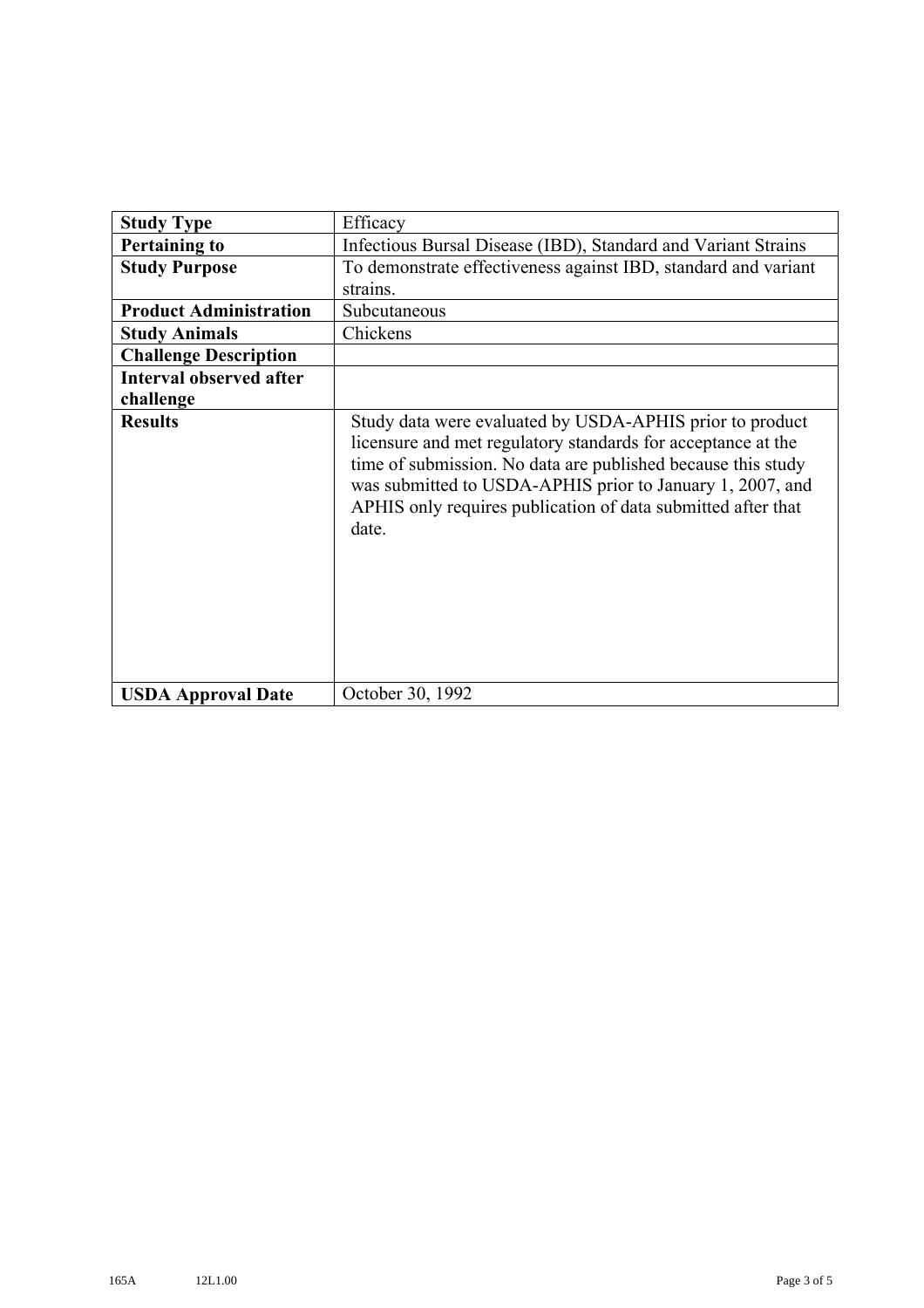| Study Type | Efficacy |
|---|---|
| **Pertaining to** | Infectious Bursal Disease (IBD), Standard and Variant Strains |
| **Study Purpose** | To demonstrate effectiveness against IBD, standard and variant strains. |
| **Product Administration** | Subcutaneous |
| **Study Animals** | Chickens |
| **Challenge Description** | |
| **Interval observed after challenge** | |
| **Results** | Study data were evaluated by USDA-APHIS prior to product licensure and met regulatory standards for acceptance at the time of submission. No data are published because this study was submitted to USDA-APHIS prior to January 1, 2007, and APHIS only requires publication of data submitted after that date. |
| **USDA Approval Date** | October 30, 1992 |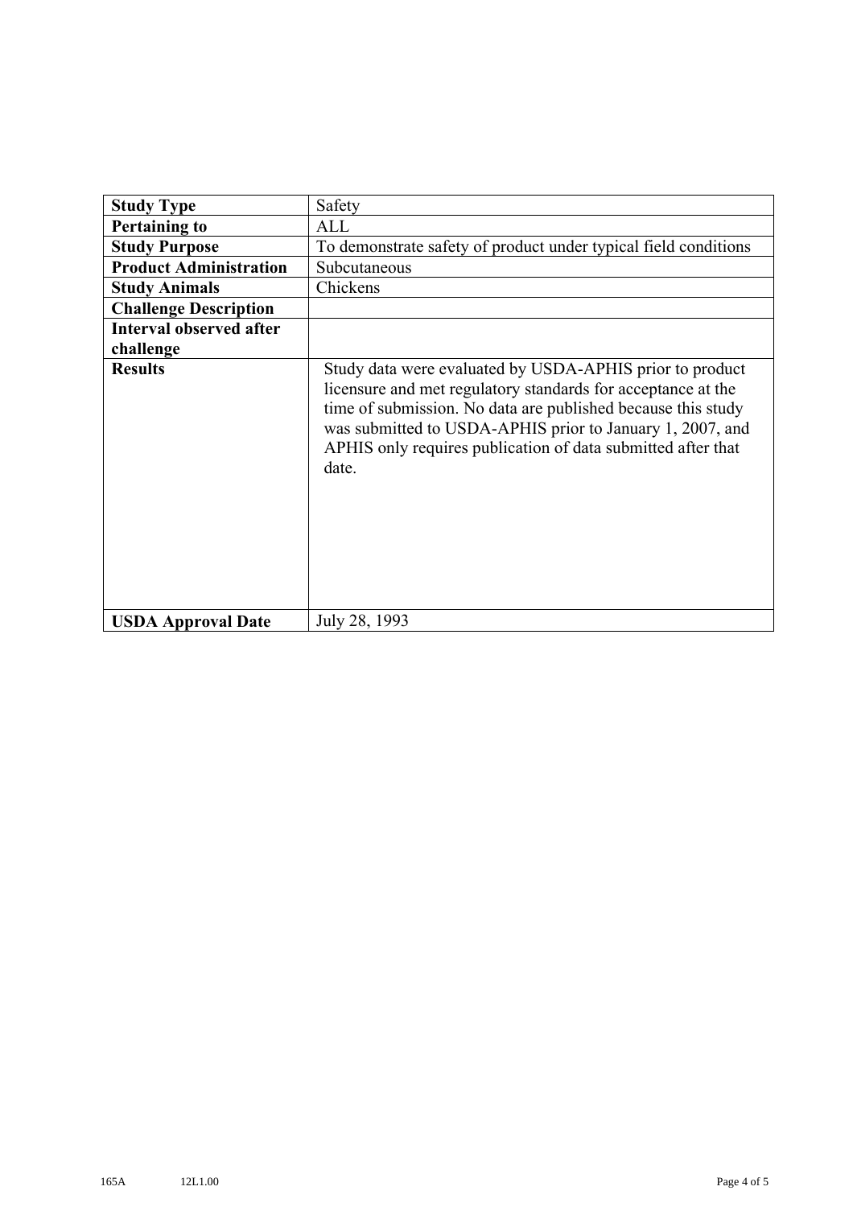| Study Type | Safety |
|---|---|
| **Pertaining to** | ALL |
| **Study Purpose** | To demonstrate safety of product under typical field conditions |
| **Product Administration** | Subcutaneous |
| **Study Animals** | Chickens |
| **Challenge Description** | |
| **Interval observed after challenge** | |
| **Results** | Study data were evaluated by USDA-APHIS prior to product licensure and met regulatory standards for acceptance at the time of submission. No data are published because this study was submitted to USDA-APHIS prior to January 1, 2007, and APHIS only requires publication of data submitted after that date. |
| **USDA Approval Date** | July 28, 1993 |

165A 12L1.00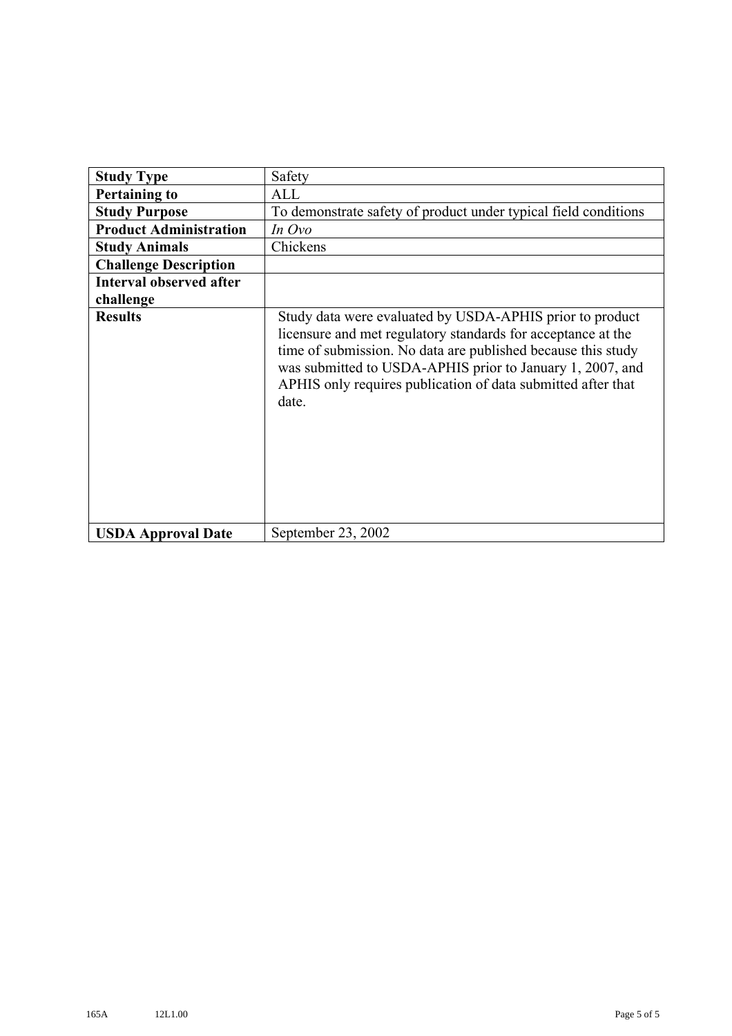| | |
|---|---|
| **Study Type** | Safety |
| **Pertaining to** | ALL |
| **Study Purpose** | To demonstrate safety of product under typical field conditions |
| **Product Administration** | *In Ovo* |
| **Study Animals** | Chickens |
| **Challenge Description** | |
| **Interval observed after challenge** | |
| **Results** | Study data were evaluated by USDA-APHIS prior to product licensure and met regulatory standards for acceptance at the time of submission. No data are published because this study was submitted to USDA-APHIS prior to January 1, 2007, and APHIS only requires publication of data submitted after that date. |
| **USDA Approval Date** | September 23, 2002 |

165A 12L1.00